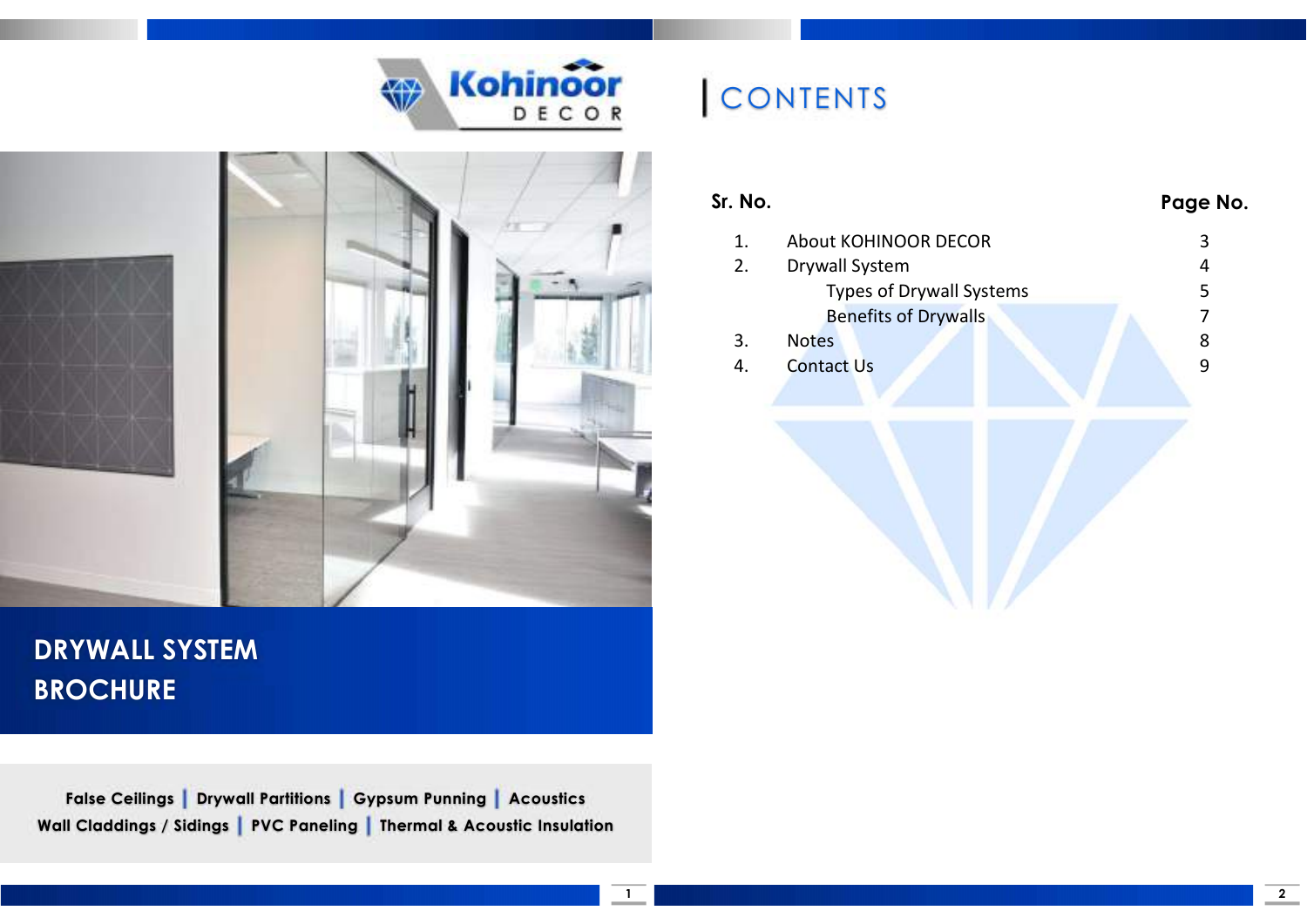Kohinoor DECOR

# DRYWALL SYSTEM BROCHURE

False Ceilings | Drywall Partitions | Gypsum Punning | Acoustics
Wall Claddings / Sidings | PVC Paneling | Thermal & Acoustic Insulation

# CONTENTS

| Sr. No. | | Page No. |
|---|---|---|
| 1. | About KOHINOOR DECOR | 3 |
| 2. | Drywall System | 4 |
| | Types of Drywall Systems | 5 |
| | Benefits of Drywalls | 7 |
| 3. | Notes | 8 |
| 4. | Contact Us | 9 |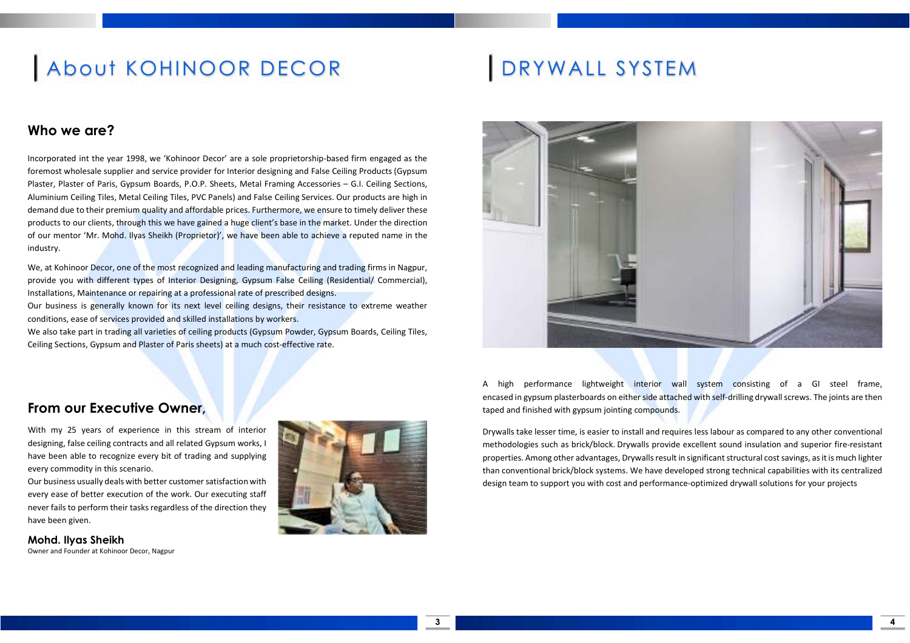# About KOHINOOR DECOR

## Who we are?

Incorporated int the year 1998, we 'Kohinoor Decor' are a sole proprietorship-based firm engaged as the foremost wholesale supplier and service provider for Interior designing and False Ceiling Products (Gypsum Plaster, Plaster of Paris, Gypsum Boards, P.O.P. Sheets, Metal Framing Accessories – G.I. Ceiling Sections, Aluminium Ceiling Tiles, Metal Ceiling Tiles, PVC Panels) and False Ceiling Services. Our products are high in demand due to their premium quality and affordable prices. Furthermore, we ensure to timely deliver these products to our clients, through this we have gained a huge client's base in the market. Under the direction of our mentor 'Mr. Mohd. Ilyas Sheikh (Proprietor)', we have been able to achieve a reputed name in the industry.

We, at Kohinoor Decor, one of the most recognized and leading manufacturing and trading firms in Nagpur, provide you with different types of Interior Designing, Gypsum False Ceiling (Residential/ Commercial), Installations, Maintenance or repairing at a professional rate of prescribed designs.
Our business is generally known for its next level ceiling designs, their resistance to extreme weather conditions, ease of services provided and skilled installations by workers.
We also take part in trading all varieties of ceiling products (Gypsum Powder, Gypsum Boards, Ceiling Tiles, Ceiling Sections, Gypsum and Plaster of Paris sheets) at a much cost-effective rate.

## From our Executive Owner,

With my 25 years of experience in this stream of interior designing, false ceiling contracts and all related Gypsum works, I have been able to recognize every bit of trading and supplying every commodity in this scenario.
Our business usually deals with better customer satisfaction with every ease of better execution of the work. Our executing staff never fails to perform their tasks regardless of the direction they have been given.

**Mohd. Ilyas Sheikh**
Owner and Founder at Kohinoor Decor, Nagpur

# DRYWALL SYSTEM

A high performance lightweight interior wall system consisting of a GI steel frame, encased in gypsum plasterboards on either side attached with self-drilling drywall screws. The joints are then taped and finished with gypsum jointing compounds.

Drywalls take lesser time, is easier to install and requires less labour as compared to any other conventional methodologies such as brick/block. Drywalls provide excellent sound insulation and superior fire-resistant properties. Among other advantages, Drywalls result in significant structural cost savings, as it is much lighter than conventional brick/block systems. We have developed strong technical capabilities with its centralized design team to support you with cost and performance-optimized drywall solutions for your projects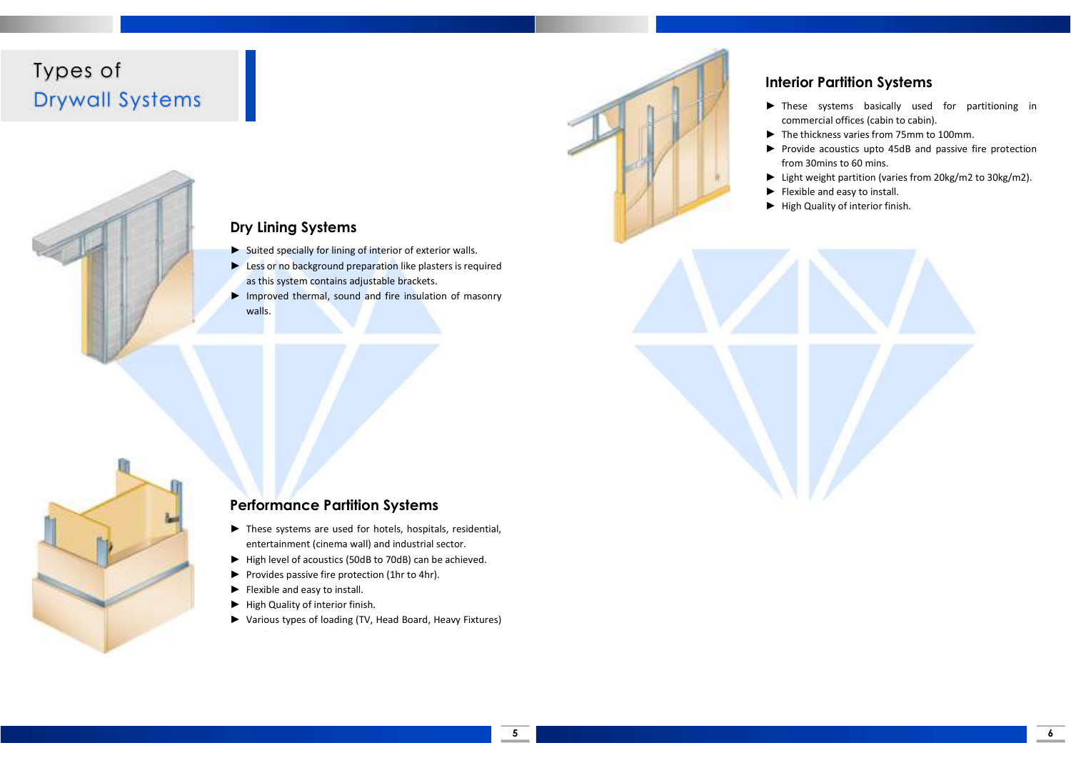# Types of Drywall Systems

## Dry Lining Systems

- Suited specially for lining of interior of exterior walls.
- Less or no background preparation like plasters is required as this system contains adjustable brackets.
- Improved thermal, sound and fire insulation of masonry walls.

## Performance Partition Systems

- These systems are used for hotels, hospitals, residential, entertainment (cinema wall) and industrial sector.
- High level of acoustics (50dB to 70dB) can be achieved.
- Provides passive fire protection (1hr to 4hr).
- Flexible and easy to install.
- High Quality of interior finish.
- Various types of loading (TV, Head Board, Heavy Fixtures)

## Interior Partition Systems

- These systems basically used for partitioning in commercial offices (cabin to cabin).
- The thickness varies from 75mm to 100mm.
- Provide acoustics upto 45dB and passive fire protection from 30mins to 60 mins.
- Light weight partition (varies from 20kg/m2 to 30kg/m2).
- Flexible and easy to install.
- High Quality of interior finish.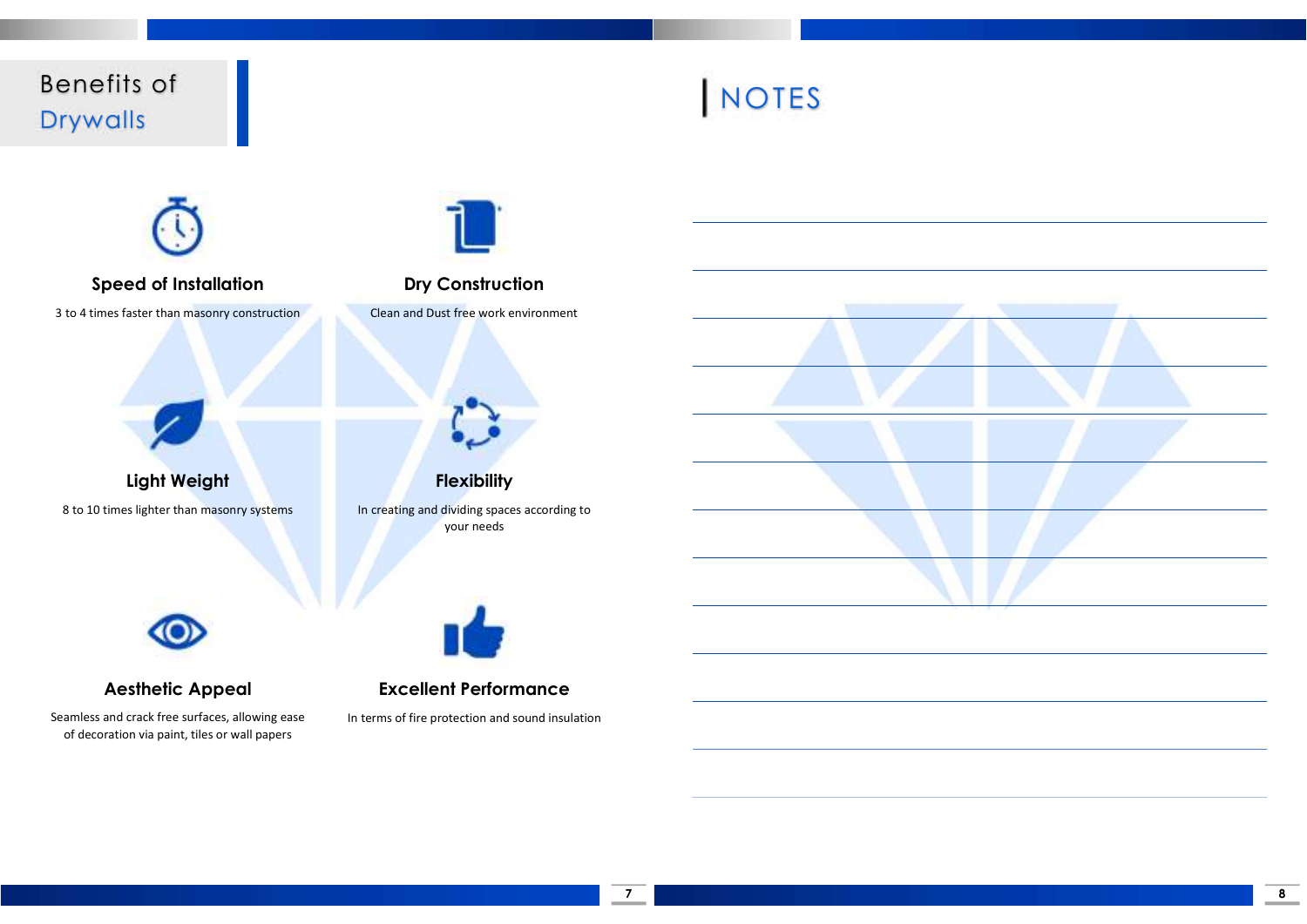# Benefits of Drywalls

### Speed of Installation

3 to 4 times faster than masonry construction

### Dry Construction

Clean and Dust free work environment

### Light Weight

8 to 10 times lighter than masonry systems

### Flexibility

In creating and dividing spaces according to your needs

### Aesthetic Appeal

Seamless and crack free surfaces, allowing ease of decoration via paint, tiles or wall papers

### Excellent Performance

In terms of fire protection and sound insulation

# NOTES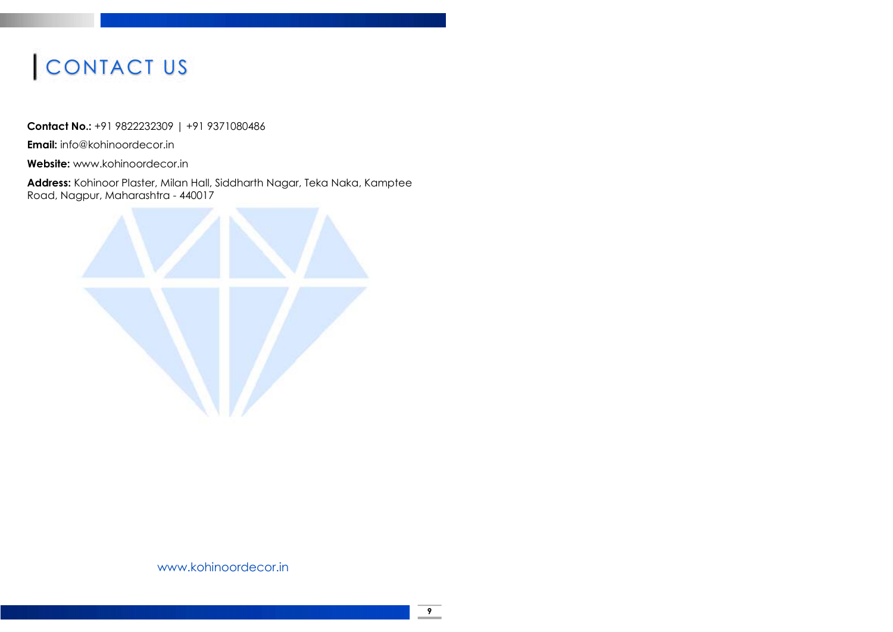# CONTACT US

**Contact No.:** +91 9822232309 | +91 9371080486

**Email:** info@kohinoordecor.in

**Website:** www.kohinoordecor.in

**Address:** Kohinoor Plaster, Milan Hall, Siddharth Nagar, Teka Naka, Kamptee Road, Nagpur, Maharashtra - 440017

www.kohinoordecor.in